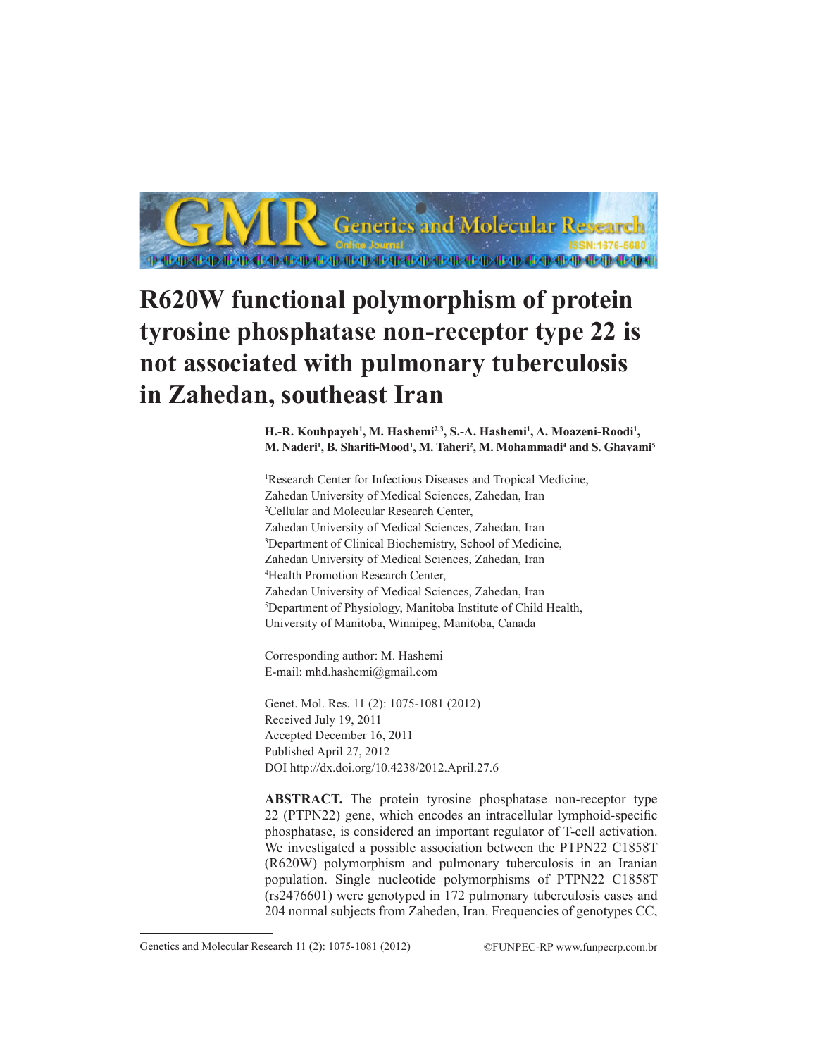# R620W functional polymorphism of protein tyrosine phosphatase non-receptor type 22 is not associated with pulmonary tuberculosis in Zahedan, southeast Iran

**H.-R. Kouhpayeh[1], M. Hashemi[2,3], S.-A. Hashemi[1], A. Moazeni-Roodi[1], M. Naderi[1], B. Sharifi-Mood[1], M. Taheri[2], M. Mohammadi[4] and S. Ghavami[5]**

[1]Research Center for Infectious Diseases and Tropical Medicine, Zahedan University of Medical Sciences, Zahedan, Iran
[2]Cellular and Molecular Research Center, Zahedan University of Medical Sciences, Zahedan, Iran
[3]Department of Clinical Biochemistry, School of Medicine, Zahedan University of Medical Sciences, Zahedan, Iran
[4]Health Promotion Research Center, Zahedan University of Medical Sciences, Zahedan, Iran
[5]Department of Physiology, Manitoba Institute of Child Health, University of Manitoba, Winnipeg, Manitoba, Canada

Corresponding author: M. Hashemi
E-mail: mhd.hashemi@gmail.com

Genet. Mol. Res. 11 (2): 1075-1081 (2012)
Received July 19, 2011
Accepted December 16, 2011
Published April 27, 2012
DOI http://dx.doi.org/10.4238/2012.April.27.6

**ABSTRACT.** The protein tyrosine phosphatase non-receptor type 22 (PTPN22) gene, which encodes an intracellular lymphoid-specific phosphatase, is considered an important regulator of T-cell activation. We investigated a possible association between the PTPN22 C1858T (R620W) polymorphism and pulmonary tuberculosis in an Iranian population. Single nucleotide polymorphisms of PTPN22 C1858T (rs2476601) were genotyped in 172 pulmonary tuberculosis cases and 204 normal subjects from Zaheden, Iran. Frequencies of genotypes CC,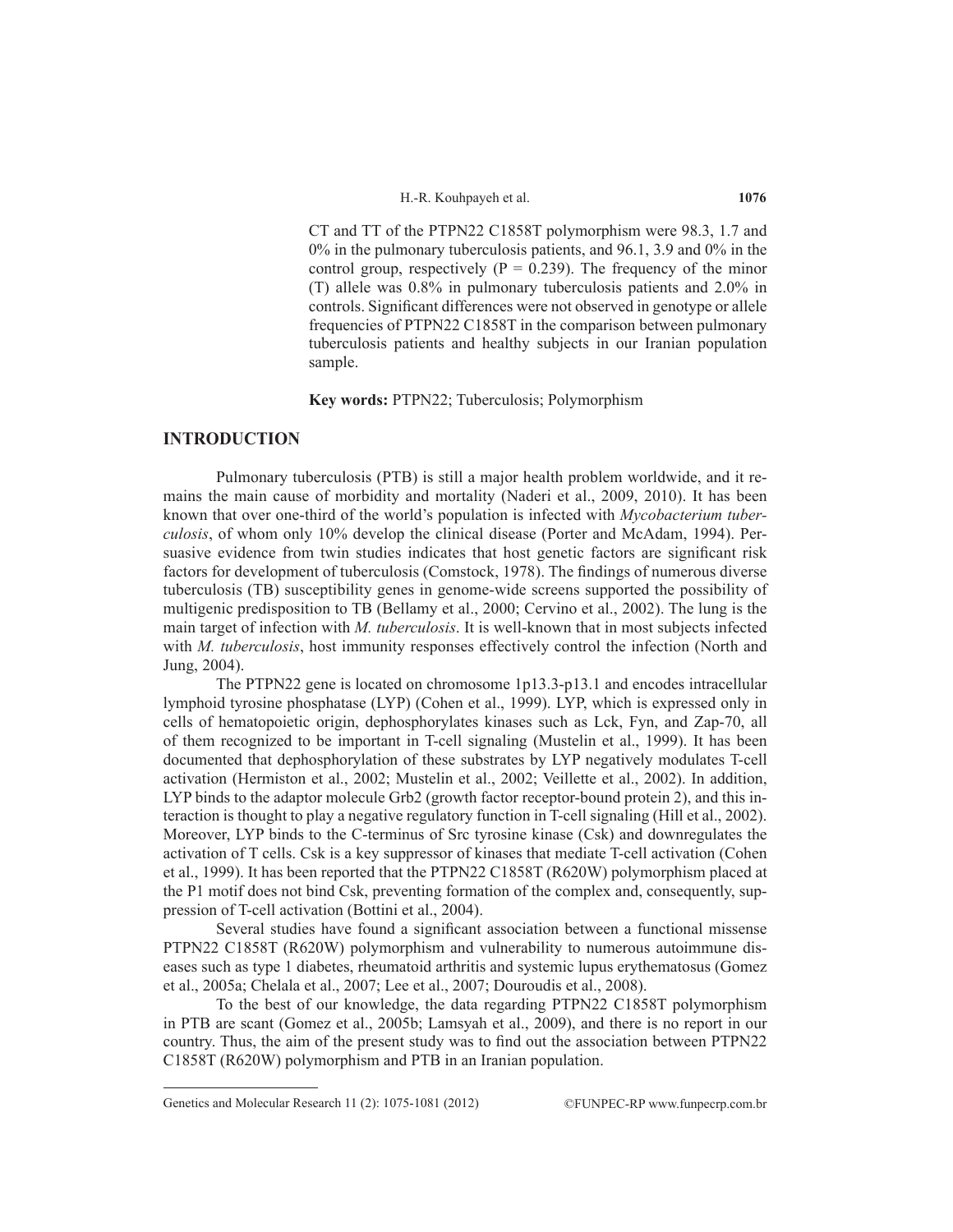CT and TT of the PTPN22 C1858T polymorphism were 98.3, 1.7 and 0% in the pulmonary tuberculosis patients, and 96.1, 3.9 and 0% in the control group, respectively (P = 0.239). The frequency of the minor (T) allele was 0.8% in pulmonary tuberculosis patients and 2.0% in controls. Significant differences were not observed in genotype or allele frequencies of PTPN22 C1858T in the comparison between pulmonary tuberculosis patients and healthy subjects in our Iranian population sample.

**Key words:** PTPN22; Tuberculosis; Polymorphism

## INTRODUCTION

Pulmonary tuberculosis (PTB) is still a major health problem worldwide, and it remains the main cause of morbidity and mortality (Naderi et al., 2009, 2010). It has been known that over one-third of the world's population is infected with *Mycobacterium tuberculosis*, of whom only 10% develop the clinical disease (Porter and McAdam, 1994). Persuasive evidence from twin studies indicates that host genetic factors are significant risk factors for development of tuberculosis (Comstock, 1978). The findings of numerous diverse tuberculosis (TB) susceptibility genes in genome-wide screens supported the possibility of multigenic predisposition to TB (Bellamy et al., 2000; Cervino et al., 2002). The lung is the main target of infection with *M. tuberculosis*. It is well-known that in most subjects infected with *M. tuberculosis*, host immunity responses effectively control the infection (North and Jung, 2004).

The PTPN22 gene is located on chromosome 1p13.3-p13.1 and encodes intracellular lymphoid tyrosine phosphatase (LYP) (Cohen et al., 1999). LYP, which is expressed only in cells of hematopoietic origin, dephosphorylates kinases such as Lck, Fyn, and Zap-70, all of them recognized to be important in T-cell signaling (Mustelin et al., 1999). It has been documented that dephosphorylation of these substrates by LYP negatively modulates T-cell activation (Hermiston et al., 2002; Mustelin et al., 2002; Veillette et al., 2002). In addition, LYP binds to the adaptor molecule Grb2 (growth factor receptor-bound protein 2), and this interaction is thought to play a negative regulatory function in T-cell signaling (Hill et al., 2002). Moreover, LYP binds to the C-terminus of Src tyrosine kinase (Csk) and downregulates the activation of T cells. Csk is a key suppressor of kinases that mediate T-cell activation (Cohen et al., 1999). It has been reported that the PTPN22 C1858T (R620W) polymorphism placed at the P1 motif does not bind Csk, preventing formation of the complex and, consequently, suppression of T-cell activation (Bottini et al., 2004).

Several studies have found a significant association between a functional missense PTPN22 C1858T (R620W) polymorphism and vulnerability to numerous autoimmune diseases such as type 1 diabetes, rheumatoid arthritis and systemic lupus erythematosus (Gomez et al., 2005a; Chelala et al., 2007; Lee et al., 2007; Douroudis et al., 2008).

To the best of our knowledge, the data regarding PTPN22 C1858T polymorphism in PTB are scant (Gomez et al., 2005b; Lamsyah et al., 2009), and there is no report in our country. Thus, the aim of the present study was to find out the association between PTPN22 C1858T (R620W) polymorphism and PTB in an Iranian population.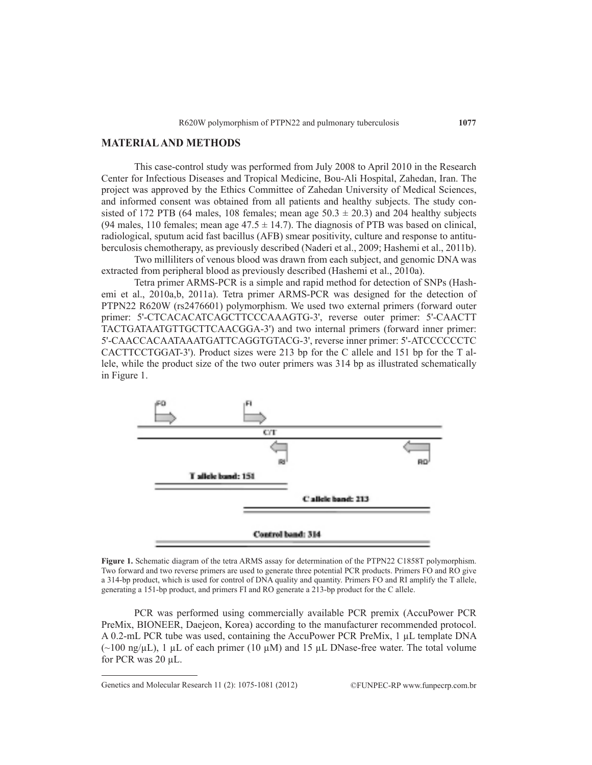## MATERIAL AND METHODS

This case-control study was performed from July 2008 to April 2010 in the Research Center for Infectious Diseases and Tropical Medicine, Bou-Ali Hospital, Zahedan, Iran. The project was approved by the Ethics Committee of Zahedan University of Medical Sciences, and informed consent was obtained from all patients and healthy subjects. The study consisted of 172 PTB (64 males, 108 females; mean age $50.3 \pm 20.3$) and 204 healthy subjects (94 males, 110 females; mean age $47.5 \pm 14.7$). The diagnosis of PTB was based on clinical, radiological, sputum acid fast bacillus (AFB) smear positivity, culture and response to antituberculosis chemotherapy, as previously described (Naderi et al., 2009; Hashemi et al., 2011b).

Two milliliters of venous blood was drawn from each subject, and genomic DNA was extracted from peripheral blood as previously described (Hashemi et al., 2010a).

Tetra primer ARMS-PCR is a simple and rapid method for detection of SNPs (Hashemi et al., 2010a,b, 2011a). Tetra primer ARMS-PCR was designed for the detection of PTPN22 R620W (rs2476601) polymorphism. We used two external primers (forward outer primer: 5'-CTCACACATCAGCTTCCCAAAGTG-3', reverse outer primer: 5'-CAACTTTACTGATAATGTTGCTTCAACGGA-3') and two internal primers (forward inner primer: 5'-CAACCACAATAAATGATTCAGGTGTACG-3', reverse inner primer: 5'-ATCCCCCCTCCACTTCCTGGAT-3'). Product sizes were 213 bp for the C allele and 151 bp for the T allele, while the product size of the two outer primers was 314 bp as illustrated schematically in Figure 1.

**Figure 1.** Schematic diagram of the tetra ARMS assay for determination of the PTPN22 C1858T polymorphism. Two forward and two reverse primers are used to generate three potential PCR products. Primers FO and RO give a 314-bp product, which is used for control of DNA quality and quantity. Primers FO and RI amplify the T allele, generating a 151-bp product, and primers FI and RO generate a 213-bp product for the C allele.

PCR was performed using commercially available PCR premix (AccuPower PCR PreMix, BIONEER, Daejeon, Korea) according to the manufacturer recommended protocol. A 0.2-mL PCR tube was used, containing the AccuPower PCR PreMix, 1 μL template DNA (~100 ng/μL), 1 μL of each primer (10 μM) and 15 μL DNase-free water. The total volume for PCR was 20 μL.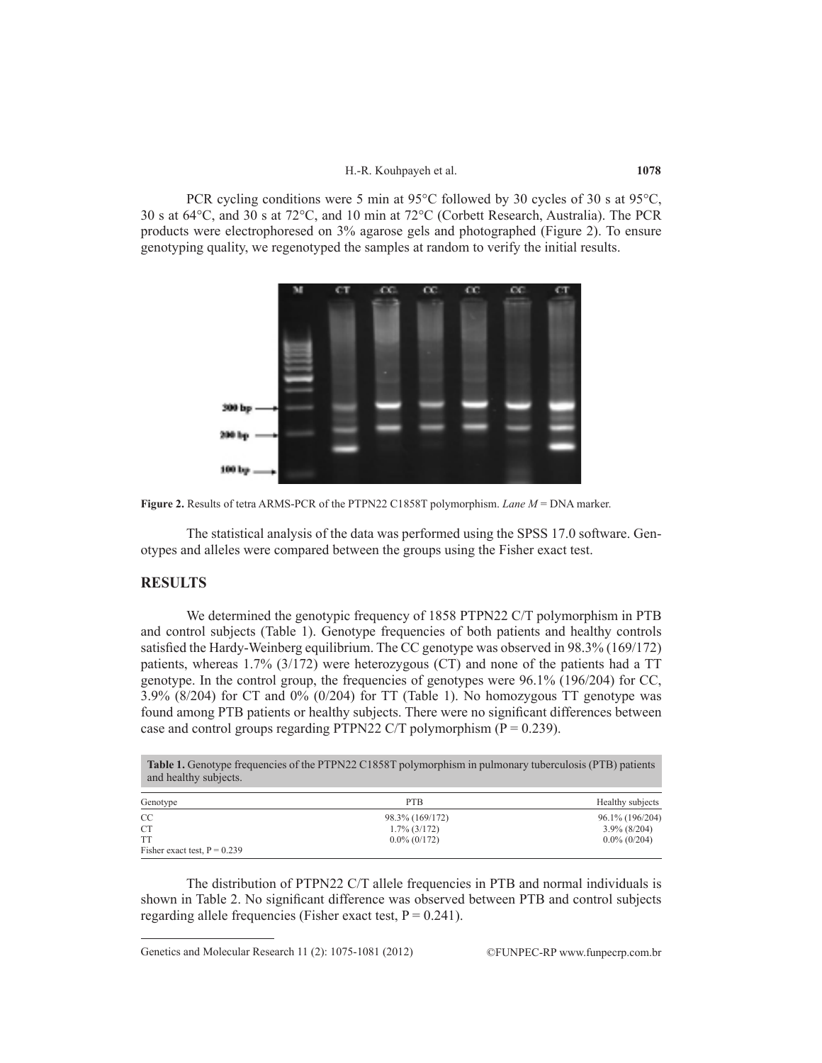PCR cycling conditions were 5 min at 95°C followed by 30 cycles of 30 s at 95°C, 30 s at 64°C, and 30 s at 72°C, and 10 min at 72°C (Corbett Research, Australia). The PCR products were electrophoresed on 3% agarose gels and photographed (Figure 2). To ensure genotyping quality, we regenotyped the samples at random to verify the initial results.

**Figure 2.** Results of tetra ARMS-PCR of the PTPN22 C1858T polymorphism. *Lane M* = DNA marker.

The statistical analysis of the data was performed using the SPSS 17.0 software. Genotypes and alleles were compared between the groups using the Fisher exact test.

## RESULTS

We determined the genotypic frequency of 1858 PTPN22 C/T polymorphism in PTB and control subjects (Table 1). Genotype frequencies of both patients and healthy controls satisfied the Hardy-Weinberg equilibrium. The CC genotype was observed in 98.3% (169/172) patients, whereas 1.7% (3/172) were heterozygous (CT) and none of the patients had a TT genotype. In the control group, the frequencies of genotypes were 96.1% (196/204) for CC, 3.9% (8/204) for CT and 0% (0/204) for TT (Table 1). No homozygous TT genotype was found among PTB patients or healthy subjects. There were no significant differences between case and control groups regarding PTPN22 C/T polymorphism (P = 0.239).

**Table 1.** Genotype frequencies of the PTPN22 C1858T polymorphism in pulmonary tuberculosis (PTB) patients and healthy subjects.

| Genotype | PTB | Healthy subjects |
|---|---|---|
| CC | 98.3% (169/172) | 96.1% (196/204) |
| CT | 1.7% (3/172) | 3.9% (8/204) |
| TT | 0.0% (0/172) | 0.0% (0/204) |
| Fisher exact test, P = 0.239 | | |

The distribution of PTPN22 C/T allele frequencies in PTB and normal individuals is shown in Table 2. No significant difference was observed between PTB and control subjects regarding allele frequencies (Fisher exact test, P = 0.241).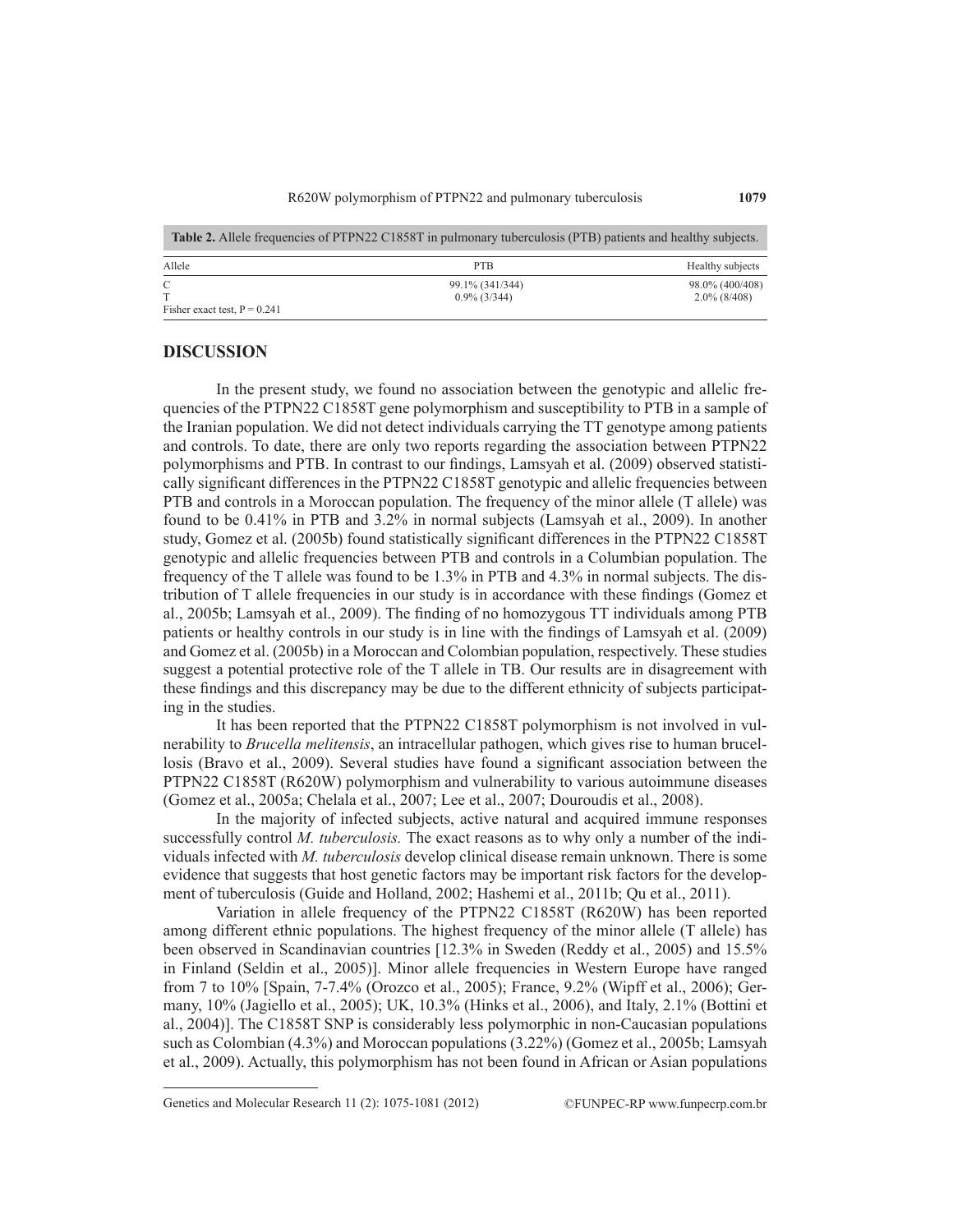**Table 2.** Allele frequencies of PTPN22 C1858T in pulmonary tuberculosis (PTB) patients and healthy subjects.

| Allele | PTB | Healthy subjects |
|---|---|---|
| C | 99.1% (341/344) | 98.0% (400/408) |
| T | 0.9% (3/344) | 2.0% (8/408) |
| Fisher exact test, P = 0.241 | | |

## DISCUSSION

In the present study, we found no association between the genotypic and allelic frequencies of the PTPN22 C1858T gene polymorphism and susceptibility to PTB in a sample of the Iranian population. We did not detect individuals carrying the TT genotype among patients and controls. To date, there are only two reports regarding the association between PTPN22 polymorphisms and PTB. In contrast to our findings, Lamsyah et al. (2009) observed statistically significant differences in the PTPN22 C1858T genotypic and allelic frequencies between PTB and controls in a Moroccan population. The frequency of the minor allele (T allele) was found to be 0.41% in PTB and 3.2% in normal subjects (Lamsyah et al., 2009). In another study, Gomez et al. (2005b) found statistically significant differences in the PTPN22 C1858T genotypic and allelic frequencies between PTB and controls in a Columbian population. The frequency of the T allele was found to be 1.3% in PTB and 4.3% in normal subjects. The distribution of T allele frequencies in our study is in accordance with these findings (Gomez et al., 2005b; Lamsyah et al., 2009). The finding of no homozygous TT individuals among PTB patients or healthy controls in our study is in line with the findings of Lamsyah et al. (2009) and Gomez et al. (2005b) in a Moroccan and Colombian population, respectively. These studies suggest a potential protective role of the T allele in TB. Our results are in disagreement with these findings and this discrepancy may be due to the different ethnicity of subjects participating in the studies.

It has been reported that the PTPN22 C1858T polymorphism is not involved in vulnerability to *Brucella melitensis*, an intracellular pathogen, which gives rise to human brucellosis (Bravo et al., 2009). Several studies have found a significant association between the PTPN22 C1858T (R620W) polymorphism and vulnerability to various autoimmune diseases (Gomez et al., 2005a; Chelala et al., 2007; Lee et al., 2007; Douroudis et al., 2008).

In the majority of infected subjects, active natural and acquired immune responses successfully control *M. tuberculosis.* The exact reasons as to why only a number of the individuals infected with *M. tuberculosis* develop clinical disease remain unknown. There is some evidence that suggests that host genetic factors may be important risk factors for the development of tuberculosis (Guide and Holland, 2002; Hashemi et al., 2011b; Qu et al., 2011).

Variation in allele frequency of the PTPN22 C1858T (R620W) has been reported among different ethnic populations. The highest frequency of the minor allele (T allele) has been observed in Scandinavian countries [12.3% in Sweden (Reddy et al., 2005) and 15.5% in Finland (Seldin et al., 2005)]. Minor allele frequencies in Western Europe have ranged from 7 to 10% [Spain, 7-7.4% (Orozco et al., 2005); France, 9.2% (Wipff et al., 2006); Germany, 10% (Jagiello et al., 2005); UK, 10.3% (Hinks et al., 2006), and Italy, 2.1% (Bottini et al., 2004)]. The C1858T SNP is considerably less polymorphic in non-Caucasian populations such as Colombian (4.3%) and Moroccan populations (3.22%) (Gomez et al., 2005b; Lamsyah et al., 2009). Actually, this polymorphism has not been found in African or Asian populations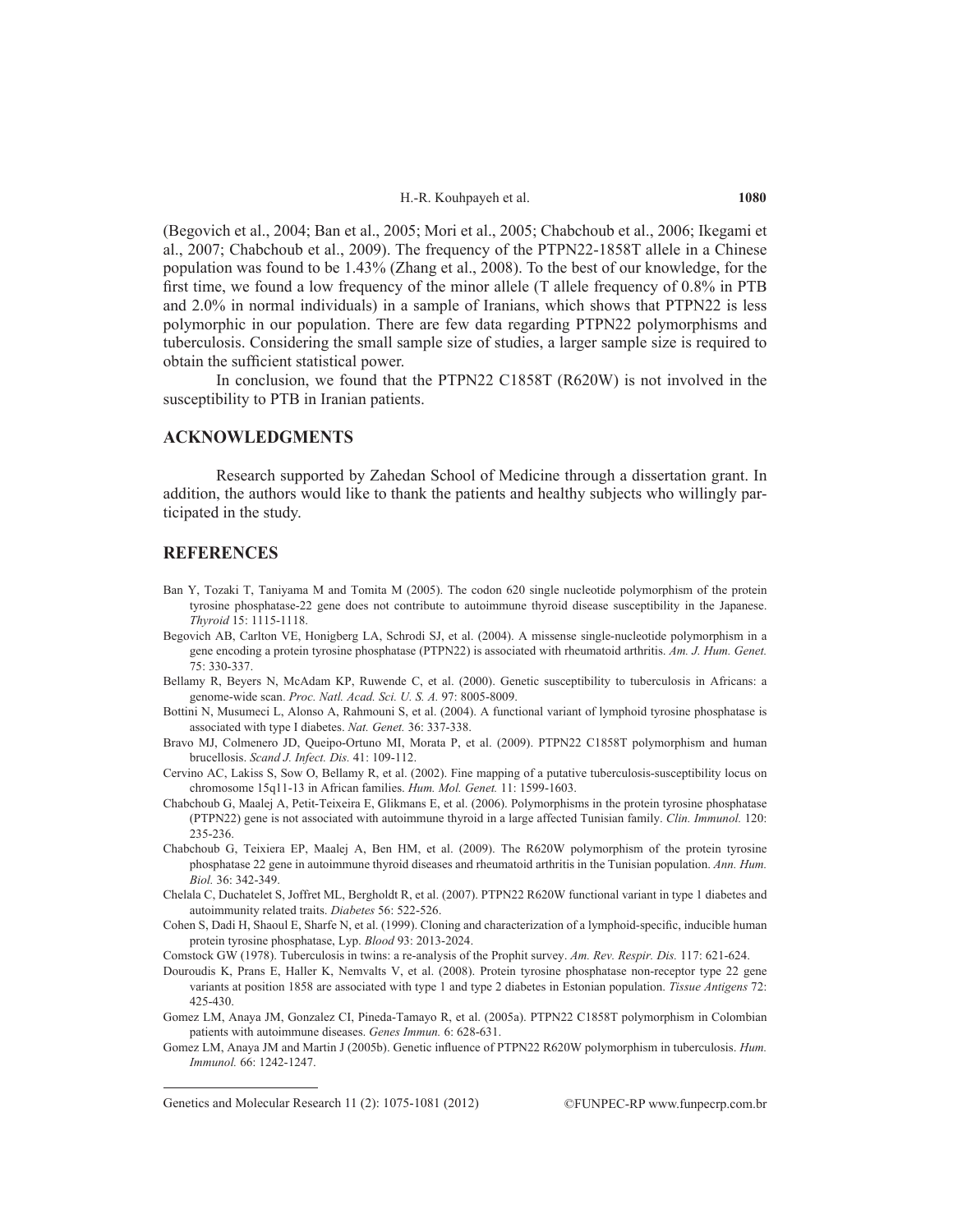(Begovich et al., 2004; Ban et al., 2005; Mori et al., 2005; Chabchoub et al., 2006; Ikegami et al., 2007; Chabchoub et al., 2009). The frequency of the PTPN22-1858T allele in a Chinese population was found to be 1.43% (Zhang et al., 2008). To the best of our knowledge, for the first time, we found a low frequency of the minor allele (T allele frequency of 0.8% in PTB and 2.0% in normal individuals) in a sample of Iranians, which shows that PTPN22 is less polymorphic in our population. There are few data regarding PTPN22 polymorphisms and tuberculosis. Considering the small sample size of studies, a larger sample size is required to obtain the sufficient statistical power.

In conclusion, we found that the PTPN22 C1858T (R620W) is not involved in the susceptibility to PTB in Iranian patients.

## ACKNOWLEDGMENTS

Research supported by Zahedan School of Medicine through a dissertation grant. In addition, the authors would like to thank the patients and healthy subjects who willingly participated in the study.

## REFERENCES

Ban Y, Tozaki T, Taniyama M and Tomita M (2005). The codon 620 single nucleotide polymorphism of the protein tyrosine phosphatase-22 gene does not contribute to autoimmune thyroid disease susceptibility in the Japanese. *Thyroid* 15: 1115-1118.

Begovich AB, Carlton VE, Honigberg LA, Schrodi SJ, et al. (2004). A missense single-nucleotide polymorphism in a gene encoding a protein tyrosine phosphatase (PTPN22) is associated with rheumatoid arthritis. *Am. J. Hum. Genet.* 75: 330-337.

Bellamy R, Beyers N, McAdam KP, Ruwende C, et al. (2000). Genetic susceptibility to tuberculosis in Africans: a genome-wide scan. *Proc. Natl. Acad. Sci. U. S. A.* 97: 8005-8009.

Bottini N, Musumeci L, Alonso A, Rahmouni S, et al. (2004). A functional variant of lymphoid tyrosine phosphatase is associated with type I diabetes. *Nat. Genet.* 36: 337-338.

Bravo MJ, Colmenero JD, Queipo-Ortuno MI, Morata P, et al. (2009). PTPN22 C1858T polymorphism and human brucellosis. *Scand J. Infect. Dis.* 41: 109-112.

Cervino AC, Lakiss S, Sow O, Bellamy R, et al. (2002). Fine mapping of a putative tuberculosis-susceptibility locus on chromosome 15q11-13 in African families. *Hum. Mol. Genet.* 11: 1599-1603.

Chabchoub G, Maalej A, Petit-Teixeira E, Glikmans E, et al. (2006). Polymorphisms in the protein tyrosine phosphatase (PTPN22) gene is not associated with autoimmune thyroid in a large affected Tunisian family. *Clin. Immunol.* 120: 235-236.

Chabchoub G, Teixiera EP, Maalej A, Ben HM, et al. (2009). The R620W polymorphism of the protein tyrosine phosphatase 22 gene in autoimmune thyroid diseases and rheumatoid arthritis in the Tunisian population. *Ann. Hum. Biol.* 36: 342-349.

Chelala C, Duchatelet S, Joffret ML, Bergholdt R, et al. (2007). PTPN22 R620W functional variant in type 1 diabetes and autoimmunity related traits. *Diabetes* 56: 522-526.

Cohen S, Dadi H, Shaoul E, Sharfe N, et al. (1999). Cloning and characterization of a lymphoid-specific, inducible human protein tyrosine phosphatase, Lyp. *Blood* 93: 2013-2024.

Comstock GW (1978). Tuberculosis in twins: a re-analysis of the Prophit survey. *Am. Rev. Respir. Dis.* 117: 621-624.

Douroudis K, Prans E, Haller K, Nemvalts V, et al. (2008). Protein tyrosine phosphatase non-receptor type 22 gene variants at position 1858 are associated with type 1 and type 2 diabetes in Estonian population. *Tissue Antigens* 72: 425-430.

Gomez LM, Anaya JM, Gonzalez CI, Pineda-Tamayo R, et al. (2005a). PTPN22 C1858T polymorphism in Colombian patients with autoimmune diseases. *Genes Immun.* 6: 628-631.

Gomez LM, Anaya JM and Martin J (2005b). Genetic influence of PTPN22 R620W polymorphism in tuberculosis. *Hum. Immunol.* 66: 1242-1247.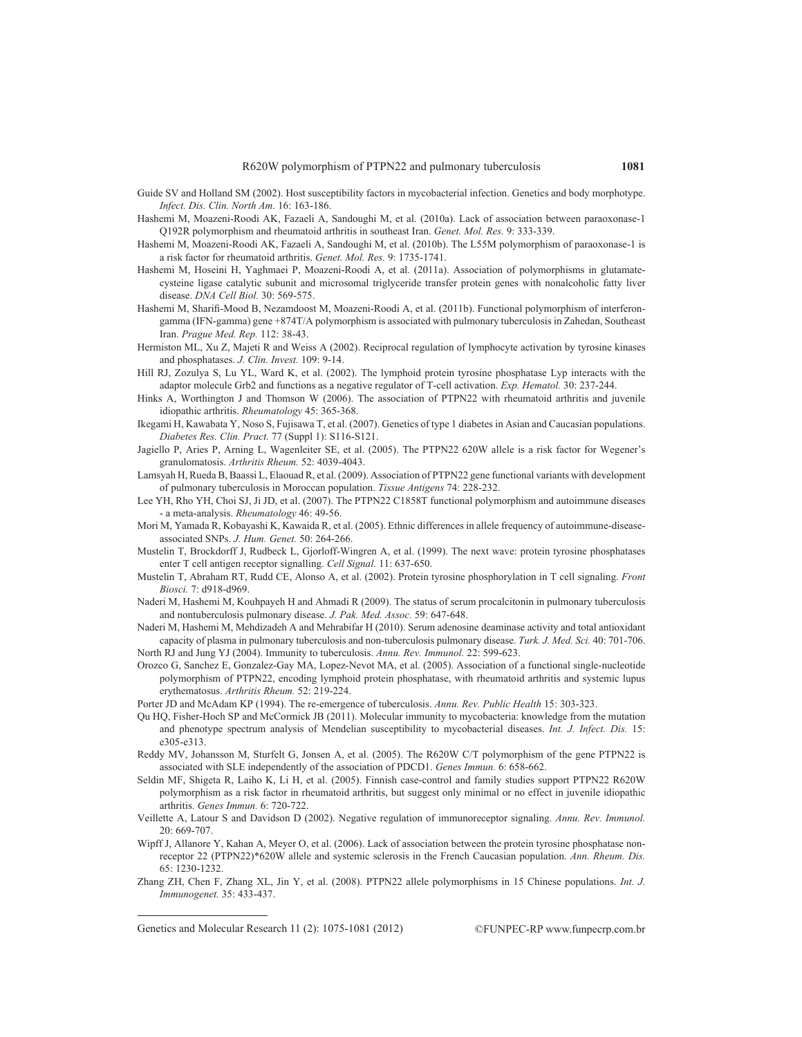Guide SV and Holland SM (2002). Host susceptibility factors in mycobacterial infection. Genetics and body morphotype. *Infect. Dis. Clin. North Am.* 16: 163-186.

Hashemi M, Moazeni-Roodi AK, Fazaeli A, Sandoughi M, et al. (2010a). Lack of association between paraoxonase-1 Q192R polymorphism and rheumatoid arthritis in southeast Iran. *Genet. Mol. Res.* 9: 333-339.

Hashemi M, Moazeni-Roodi AK, Fazaeli A, Sandoughi M, et al. (2010b). The L55M polymorphism of paraoxonase-1 is a risk factor for rheumatoid arthritis. *Genet. Mol. Res.* 9: 1735-1741.

Hashemi M, Hoseini H, Yaghmaei P, Moazeni-Roodi A, et al. (2011a). Association of polymorphisms in glutamate-cysteine ligase catalytic subunit and microsomal triglyceride transfer protein genes with nonalcoholic fatty liver disease. *DNA Cell Biol.* 30: 569-575.

Hashemi M, Sharifi-Mood B, Nezamdoost M, Moazeni-Roodi A, et al. (2011b). Functional polymorphism of interferon-gamma (IFN-gamma) gene +874T/A polymorphism is associated with pulmonary tuberculosis in Zahedan, Southeast Iran. *Prague Med. Rep.* 112: 38-43.

Hermiston ML, Xu Z, Majeti R and Weiss A (2002). Reciprocal regulation of lymphocyte activation by tyrosine kinases and phosphatases. *J. Clin. Invest.* 109: 9-14.

Hill RJ, Zozulya S, Lu YL, Ward K, et al. (2002). The lymphoid protein tyrosine phosphatase Lyp interacts with the adaptor molecule Grb2 and functions as a negative regulator of T-cell activation. *Exp. Hematol.* 30: 237-244.

Hinks A, Worthington J and Thomson W (2006). The association of PTPN22 with rheumatoid arthritis and juvenile idiopathic arthritis. *Rheumatology* 45: 365-368.

Ikegami H, Kawabata Y, Noso S, Fujisawa T, et al. (2007). Genetics of type 1 diabetes in Asian and Caucasian populations. *Diabetes Res. Clin. Pract.* 77 (Suppl 1): S116-S121.

Jagiello P, Aries P, Arning L, Wagenleiter SE, et al. (2005). The PTPN22 620W allele is a risk factor for Wegener's granulomatosis. *Arthritis Rheum.* 52: 4039-4043.

Lamsyah H, Rueda B, Baassi L, Elaouad R, et al. (2009). Association of PTPN22 gene functional variants with development of pulmonary tuberculosis in Moroccan population. *Tissue Antigens* 74: 228-232.

Lee YH, Rho YH, Choi SJ, Ji JD, et al. (2007). The PTPN22 C1858T functional polymorphism and autoimmune diseases - a meta-analysis. *Rheumatology* 46: 49-56.

Mori M, Yamada R, Kobayashi K, Kawaida R, et al. (2005). Ethnic differences in allele frequency of autoimmune-disease-associated SNPs. *J. Hum. Genet.* 50: 264-266.

Mustelin T, Brockdorff J, Rudbeck L, Gjorloff-Wingren A, et al. (1999). The next wave: protein tyrosine phosphatases enter T cell antigen receptor signalling. *Cell Signal.* 11: 637-650.

Mustelin T, Abraham RT, Rudd CE, Alonso A, et al. (2002). Protein tyrosine phosphorylation in T cell signaling. *Front Biosci.* 7: d918-d969.

Naderi M, Hashemi M, Kouhpayeh H and Ahmadi R (2009). The status of serum procalcitonin in pulmonary tuberculosis and nontuberculosis pulmonary disease. *J. Pak. Med. Assoc.* 59: 647-648.

Naderi M, Hashemi M, Mehdizadeh A and Mehrabifar H (2010). Serum adenosine deaminase activity and total antioxidant capacity of plasma in pulmonary tuberculosis and non-tuberculosis pulmonary disease. *Turk. J. Med. Sci.* 40: 701-706.

North RJ and Jung YJ (2004). Immunity to tuberculosis. *Annu. Rev. Immunol.* 22: 599-623.

Orozco G, Sanchez E, Gonzalez-Gay MA, Lopez-Nevot MA, et al. (2005). Association of a functional single-nucleotide polymorphism of PTPN22, encoding lymphoid protein phosphatase, with rheumatoid arthritis and systemic lupus erythematosus. *Arthritis Rheum.* 52: 219-224.

Porter JD and McAdam KP (1994). The re-emergence of tuberculosis. *Annu. Rev. Public Health* 15: 303-323.

Qu HQ, Fisher-Hoch SP and McCormick JB (2011). Molecular immunity to mycobacteria: knowledge from the mutation and phenotype spectrum analysis of Mendelian susceptibility to mycobacterial diseases. *Int. J. Infect. Dis.* 15: e305-e313.

Reddy MV, Johansson M, Sturfelt G, Jonsen A, et al. (2005). The R620W C/T polymorphism of the gene PTPN22 is associated with SLE independently of the association of PDCD1. *Genes Immun.* 6: 658-662.

Seldin MF, Shigeta R, Laiho K, Li H, et al. (2005). Finnish case-control and family studies support PTPN22 R620W polymorphism as a risk factor in rheumatoid arthritis, but suggest only minimal or no effect in juvenile idiopathic arthritis. *Genes Immun.* 6: 720-722.

Veillette A, Latour S and Davidson D (2002). Negative regulation of immunoreceptor signaling. *Annu. Rev. Immunol.* 20: 669-707.

Wipff J, Allanore Y, Kahan A, Meyer O, et al. (2006). Lack of association between the protein tyrosine phosphatase non-receptor 22 (PTPN22)*620W allele and systemic sclerosis in the French Caucasian population. *Ann. Rheum. Dis.* 65: 1230-1232.

Zhang ZH, Chen F, Zhang XL, Jin Y, et al. (2008). PTPN22 allele polymorphisms in 15 Chinese populations. *Int. J. Immunogenet.* 35: 433-437.